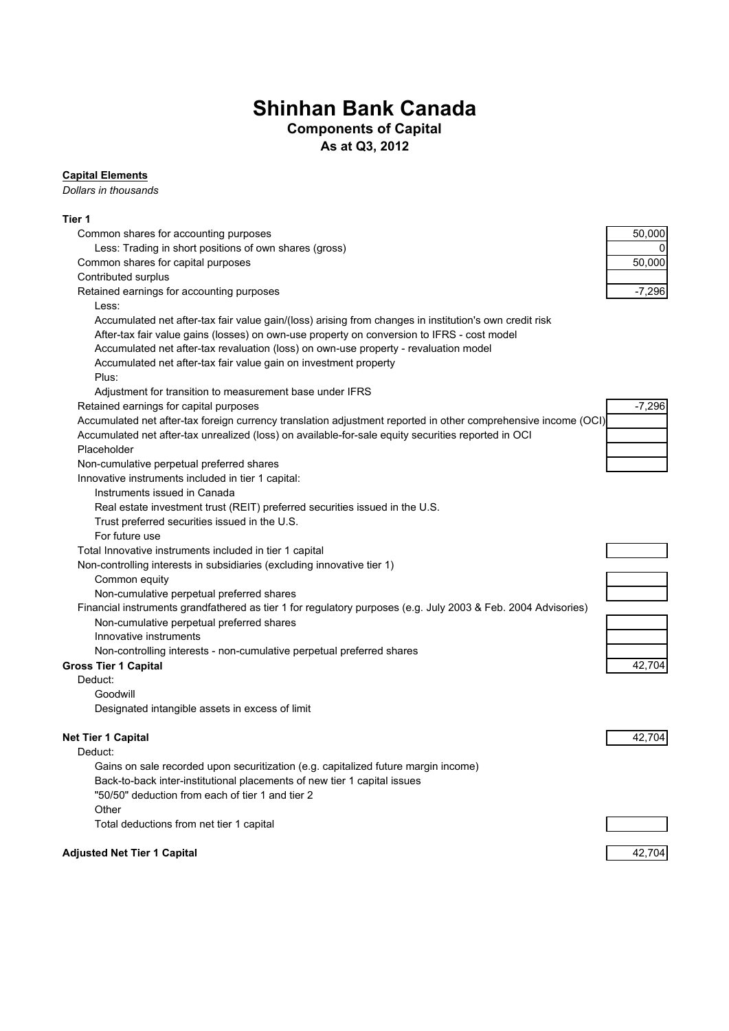# Shinhan Bank Canada

**Components of Capital**
**As at Q3, 2012**

**Capital Elements**
*Dollars in thousands*

| | |
|---|---|
| **Tier 1** | |
| Common shares for accounting purposes | 50,000 |
| Less: Trading in short positions of own shares (gross) | 0 |
| Common shares for capital purposes | 50,000 |
| Contributed surplus | |
| Retained earnings for accounting purposes | -7,296 |
| Less: | |
| Accumulated net after-tax fair value gain/(loss) arising from changes in institution's own credit risk | |
| After-tax fair value gains (losses) on own-use property on conversion to IFRS - cost model | |
| Accumulated net after-tax revaluation (loss) on own-use property - revaluation model | |
| Accumulated net after-tax fair value gain on investment property | |
| Plus: | |
| Adjustment for transition to measurement base under IFRS | |
| Retained earnings for capital purposes | -7,296 |
| Accumulated net after-tax foreign currency translation adjustment reported in other comprehensive income (OCI) | |
| Accumulated net after-tax unrealized (loss) on available-for-sale equity securities reported in OCI | |
| Placeholder | |
| Non-cumulative perpetual preferred shares | |
| Innovative instruments included in tier 1 capital: | |
| Instruments issued in Canada | |
| Real estate investment trust (REIT) preferred securities issued in the U.S. | |
| Trust preferred securities issued in the U.S. | |
| For future use | |
| Total Innovative instruments included in tier 1 capital | |
| Non-controlling interests in subsidiaries (excluding innovative tier 1) | |
| Common equity | |
| Non-cumulative perpetual preferred shares | |
| Financial instruments grandfathered as tier 1 for regulatory purposes (e.g. July 2003 & Feb. 2004 Advisories) | |
| Non-cumulative perpetual preferred shares | |
| Innovative instruments | |
| Non-controlling interests - non-cumulative perpetual preferred shares | |
| **Gross Tier 1 Capital** | 42,704 |
| Deduct: | |
| Goodwill | |
| Designated intangible assets in excess of limit | |
| **Net Tier 1 Capital** | 42,704 |
| Deduct: | |
| Gains on sale recorded upon securitization (e.g. capitalized future margin income) | |
| Back-to-back inter-institutional placements of new tier 1 capital issues | |
| "50/50" deduction from each of tier 1 and tier 2 | |
| Other | |
| Total deductions from net tier 1 capital | |
| **Adjusted Net Tier 1 Capital** | 42,704 |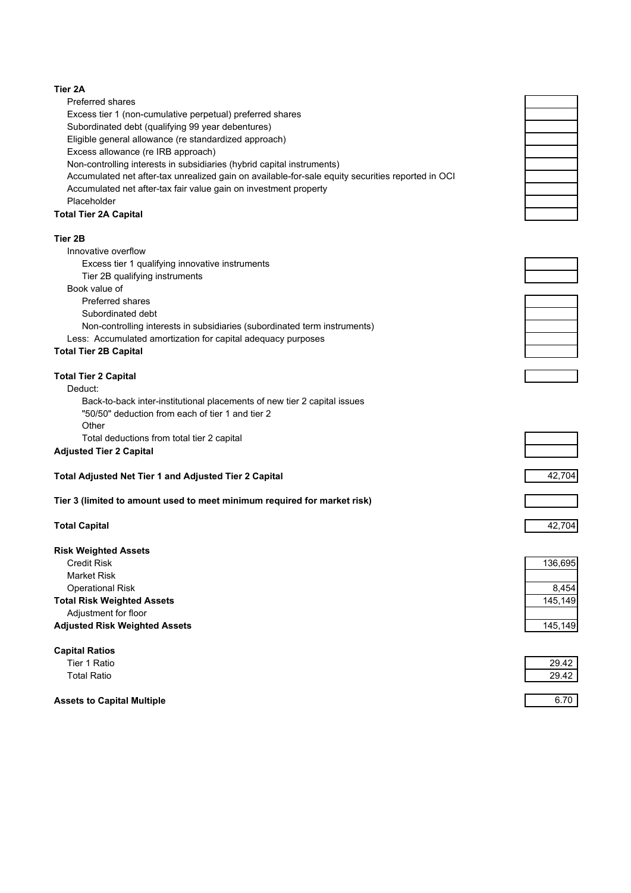| | |
|---|---|
| **Tier 2A** | |
| Preferred shares | |
| Excess tier 1 (non-cumulative perpetual) preferred shares | |
| Subordinated debt (qualifying 99 year debentures) | |
| Eligible general allowance (re standardized approach) | |
| Excess allowance (re IRB approach) | |
| Non-controlling interests in subsidiaries (hybrid capital instruments) | |
| Accumulated net after-tax unrealized gain on available-for-sale equity securities reported in OCI | |
| Accumulated net after-tax fair value gain on investment property | |
| Placeholder | |
| **Total Tier 2A Capital** | |
| **Tier 2B** | |
| Innovative overflow | |
| Excess tier 1 qualifying innovative instruments | |
| Tier 2B qualifying instruments | |
| Book value of | |
| Preferred shares | |
| Subordinated debt | |
| Non-controlling interests in subsidiaries (subordinated term instruments) | |
| Less: Accumulated amortization for capital adequacy purposes | |
| **Total Tier 2B Capital** | |
| **Total Tier 2 Capital** | |
| Deduct: | |
| Back-to-back inter-institutional placements of new tier 2 capital issues | |
| "50/50" deduction from each of tier 1 and tier 2 | |
| Other | |
| Total deductions from total tier 2 capital | |
| **Adjusted Tier 2 Capital** | |
| **Total Adjusted Net Tier 1 and Adjusted Tier 2 Capital** | 42,704 |
| **Tier 3 (limited to amount used to meet minimum required for market risk)** | |
| **Total Capital** | 42,704 |
| **Risk Weighted Assets** | |
| Credit Risk | 136,695 |
| Market Risk | |
| Operational Risk | 8,454 |
| **Total Risk Weighted Assets** | 145,149 |
| Adjustment for floor | |
| **Adjusted Risk Weighted Assets** | 145,149 |
| **Capital Ratios** | |
| Tier 1 Ratio | 29.42 |
| Total Ratio | 29.42 |
| **Assets to Capital Multiple** | 6.70 |